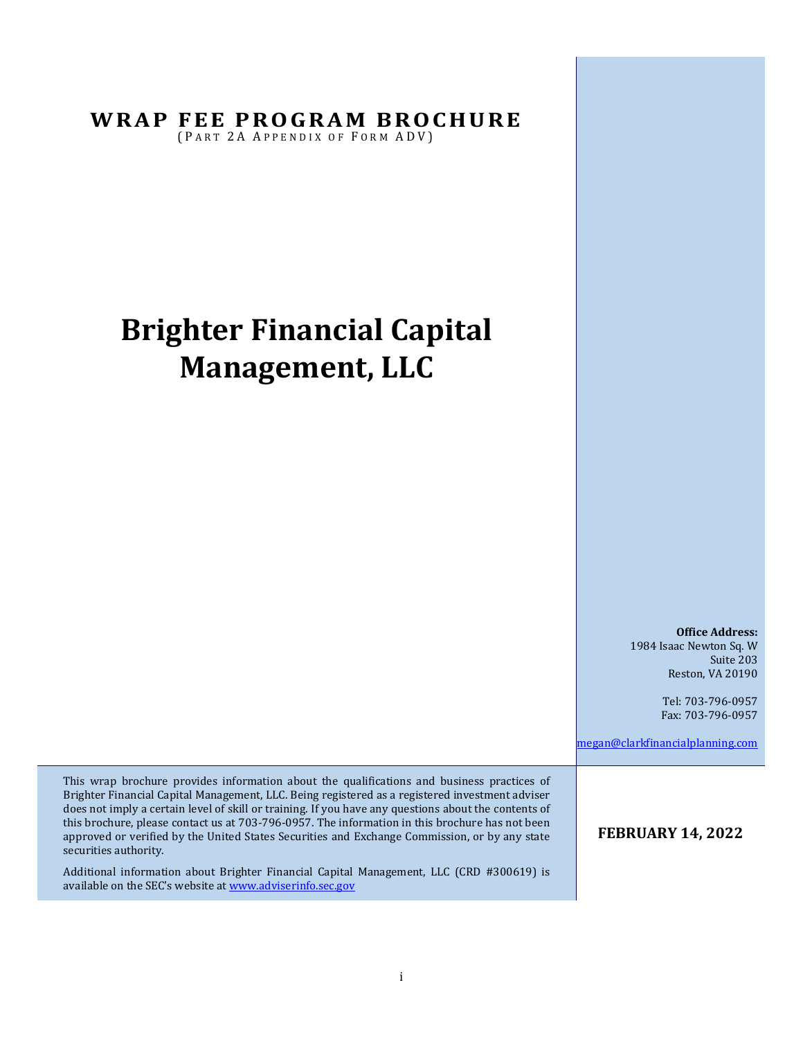# WRAP FEE PROGRAM BROCHURE

(PART 2A APPENDIX OF FORM ADV)

# Brighter Financial Capital Management, LLC

**Office Address:**
1984 Isaac Newton Sq. W
Suite 203
Reston, VA 20190

Tel: 703-796-0957
Fax: 703-796-0957

megan@clarkfinancialplanning.com

This wrap brochure provides information about the qualifications and business practices of Brighter Financial Capital Management, LLC. Being registered as a registered investment adviser does not imply a certain level of skill or training. If you have any questions about the contents of this brochure, please contact us at 703-796-0957. The information in this brochure has not been approved or verified by the United States Securities and Exchange Commission, or by any state securities authority.

Additional information about Brighter Financial Capital Management, LLC (CRD #300619) is available on the SEC's website at www.adviserinfo.sec.gov

**FEBRUARY 14, 2022**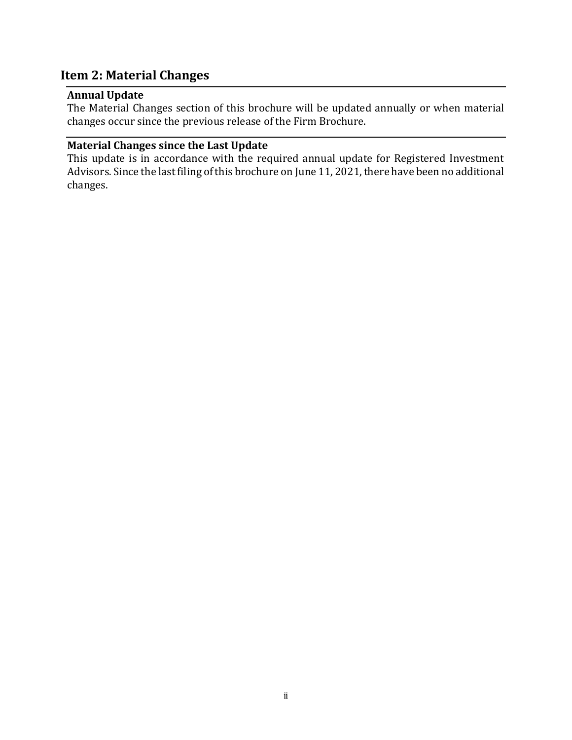## Item 2: Material Changes

### Annual Update

The Material Changes section of this brochure will be updated annually or when material changes occur since the previous release of the Firm Brochure.

### Material Changes since the Last Update

This update is in accordance with the required annual update for Registered Investment Advisors. Since the last filing of this brochure on June 11, 2021, there have been no additional changes.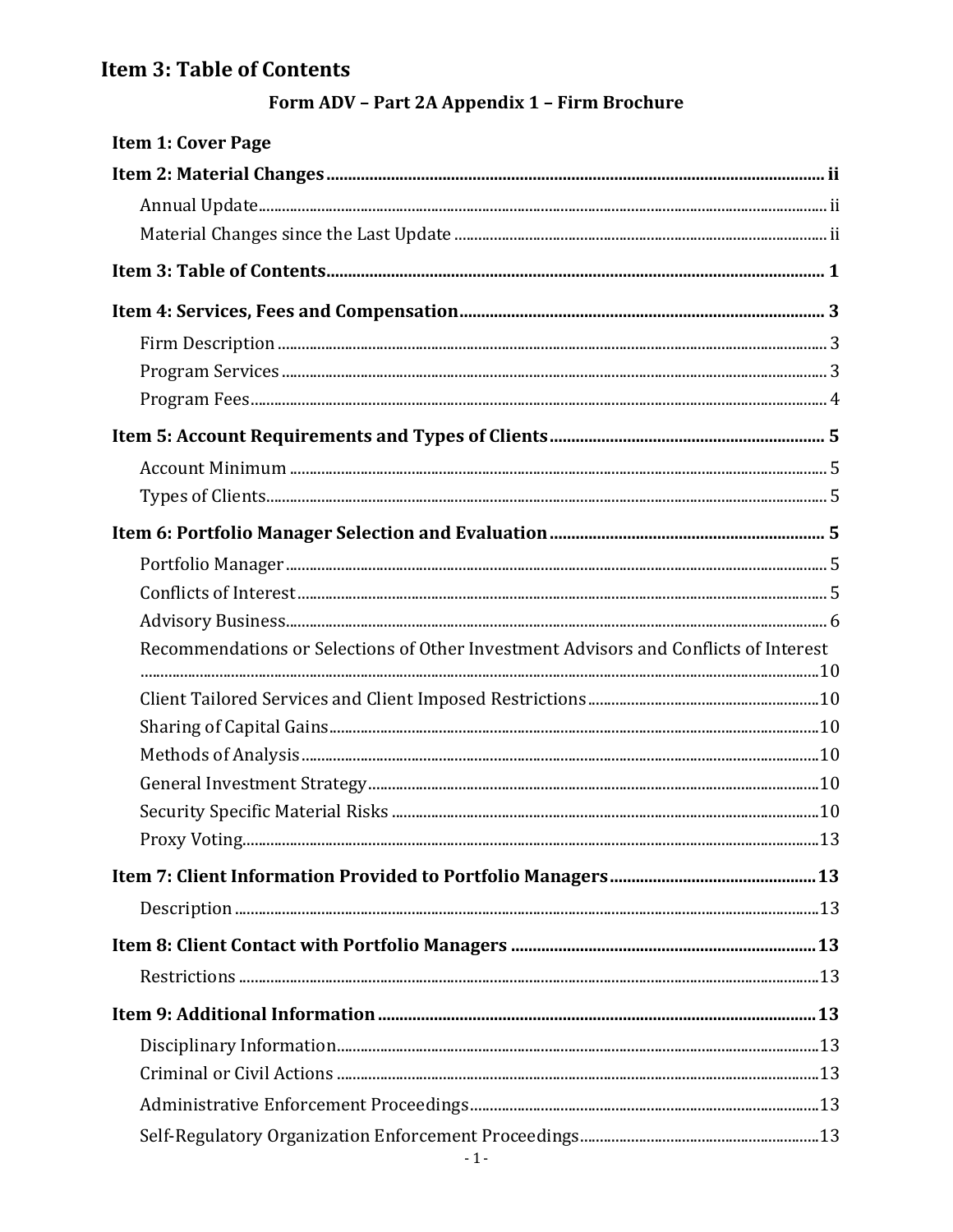# Item 3: Table of Contents

## Form ADV – Part 2A Appendix 1 – Firm Brochure

**Item 1: Cover Page**

**Item 2: Material Changes** ..... ii

- Annual Update ..... ii
- Material Changes since the Last Update ..... ii

**Item 3: Table of Contents** ..... 1

**Item 4: Services, Fees and Compensation** ..... 3

- Firm Description ..... 3
- Program Services ..... 3
- Program Fees ..... 4

**Item 5: Account Requirements and Types of Clients** ..... 5

- Account Minimum ..... 5
- Types of Clients ..... 5

**Item 6: Portfolio Manager Selection and Evaluation** ..... 5

- Portfolio Manager ..... 5
- Conflicts of Interest ..... 5
- Advisory Business ..... 6
- Recommendations or Selections of Other Investment Advisors and Conflicts of Interest ..... 10
- Client Tailored Services and Client Imposed Restrictions ..... 10
- Sharing of Capital Gains ..... 10
- Methods of Analysis ..... 10
- General Investment Strategy ..... 10
- Security Specific Material Risks ..... 10
- Proxy Voting ..... 13

**Item 7: Client Information Provided to Portfolio Managers** ..... 13

- Description ..... 13

**Item 8: Client Contact with Portfolio Managers** ..... 13

- Restrictions ..... 13

**Item 9: Additional Information** ..... 13

- Disciplinary Information ..... 13
- Criminal or Civil Actions ..... 13
- Administrative Enforcement Proceedings ..... 13
- Self-Regulatory Organization Enforcement Proceedings ..... 13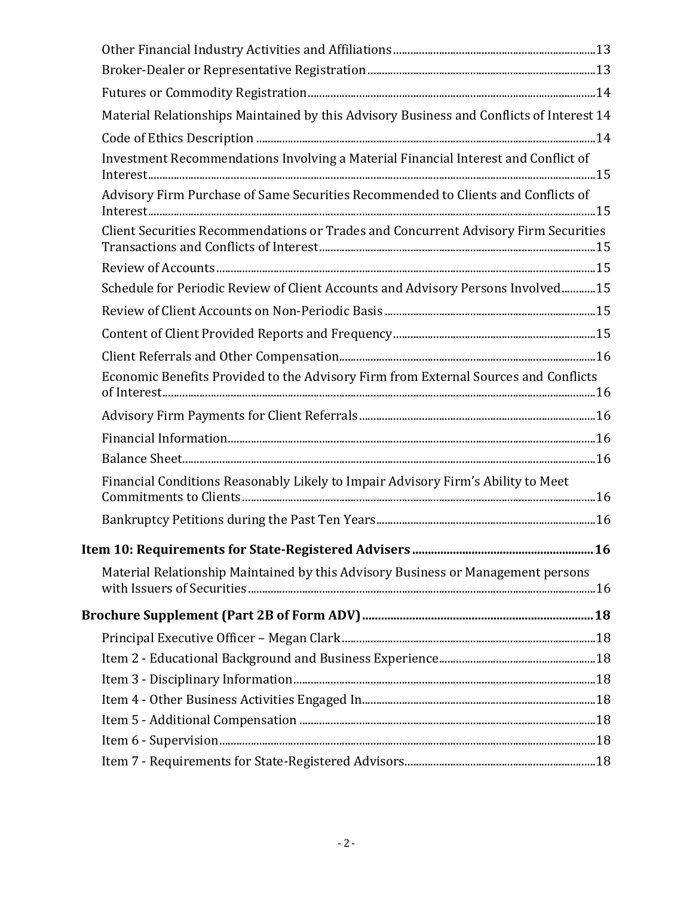Other Financial Industry Activities and Affiliations ..... 13

Broker-Dealer or Representative Registration ..... 13

Futures or Commodity Registration ..... 14

Material Relationships Maintained by this Advisory Business and Conflicts of Interest 14

Code of Ethics Description ..... 14

Investment Recommendations Involving a Material Financial Interest and Conflict of Interest ..... 15

Advisory Firm Purchase of Same Securities Recommended to Clients and Conflicts of Interest ..... 15

Client Securities Recommendations or Trades and Concurrent Advisory Firm Securities Transactions and Conflicts of Interest ..... 15

Review of Accounts ..... 15

Schedule for Periodic Review of Client Accounts and Advisory Persons Involved ..... 15

Review of Client Accounts on Non-Periodic Basis ..... 15

Content of Client Provided Reports and Frequency ..... 15

Client Referrals and Other Compensation ..... 16

Economic Benefits Provided to the Advisory Firm from External Sources and Conflicts of Interest ..... 16

Advisory Firm Payments for Client Referrals ..... 16

Financial Information ..... 16

Balance Sheet ..... 16

Financial Conditions Reasonably Likely to Impair Advisory Firm's Ability to Meet Commitments to Clients ..... 16

Bankruptcy Petitions during the Past Ten Years ..... 16

**Item 10: Requirements for State-Registered Advisers ..... 16**

Material Relationship Maintained by this Advisory Business or Management persons with Issuers of Securities ..... 16

**Brochure Supplement (Part 2B of Form ADV) ..... 18**

Principal Executive Officer – Megan Clark ..... 18

Item 2 - Educational Background and Business Experience ..... 18

Item 3 - Disciplinary Information ..... 18

Item 4 - Other Business Activities Engaged In ..... 18

Item 5 - Additional Compensation ..... 18

Item 6 - Supervision ..... 18

Item 7 - Requirements for State-Registered Advisors ..... 18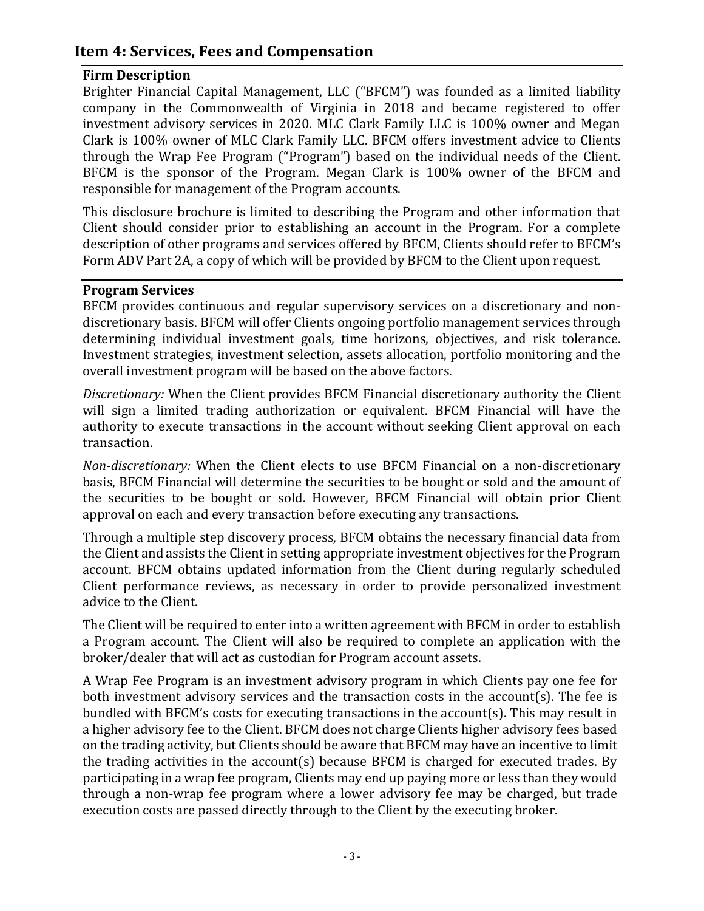## Item 4: Services, Fees and Compensation

**Firm Description**

Brighter Financial Capital Management, LLC ("BFCM") was founded as a limited liability company in the Commonwealth of Virginia in 2018 and became registered to offer investment advisory services in 2020. MLC Clark Family LLC is 100% owner and Megan Clark is 100% owner of MLC Clark Family LLC. BFCM offers investment advice to Clients through the Wrap Fee Program ("Program") based on the individual needs of the Client. BFCM is the sponsor of the Program. Megan Clark is 100% owner of the BFCM and responsible for management of the Program accounts.

This disclosure brochure is limited to describing the Program and other information that Client should consider prior to establishing an account in the Program. For a complete description of other programs and services offered by BFCM, Clients should refer to BFCM's Form ADV Part 2A, a copy of which will be provided by BFCM to the Client upon request.

**Program Services**

BFCM provides continuous and regular supervisory services on a discretionary and non-discretionary basis. BFCM will offer Clients ongoing portfolio management services through determining individual investment goals, time horizons, objectives, and risk tolerance. Investment strategies, investment selection, assets allocation, portfolio monitoring and the overall investment program will be based on the above factors.

*Discretionary:* When the Client provides BFCM Financial discretionary authority the Client will sign a limited trading authorization or equivalent. BFCM Financial will have the authority to execute transactions in the account without seeking Client approval on each transaction.

*Non-discretionary:* When the Client elects to use BFCM Financial on a non-discretionary basis, BFCM Financial will determine the securities to be bought or sold and the amount of the securities to be bought or sold. However, BFCM Financial will obtain prior Client approval on each and every transaction before executing any transactions.

Through a multiple step discovery process, BFCM obtains the necessary financial data from the Client and assists the Client in setting appropriate investment objectives for the Program account. BFCM obtains updated information from the Client during regularly scheduled Client performance reviews, as necessary in order to provide personalized investment advice to the Client.

The Client will be required to enter into a written agreement with BFCM in order to establish a Program account. The Client will also be required to complete an application with the broker/dealer that will act as custodian for Program account assets.

A Wrap Fee Program is an investment advisory program in which Clients pay one fee for both investment advisory services and the transaction costs in the account(s). The fee is bundled with BFCM's costs for executing transactions in the account(s). This may result in a higher advisory fee to the Client. BFCM does not charge Clients higher advisory fees based on the trading activity, but Clients should be aware that BFCM may have an incentive to limit the trading activities in the account(s) because BFCM is charged for executed trades. By participating in a wrap fee program, Clients may end up paying more or less than they would through a non-wrap fee program where a lower advisory fee may be charged, but trade execution costs are passed directly through to the Client by the executing broker.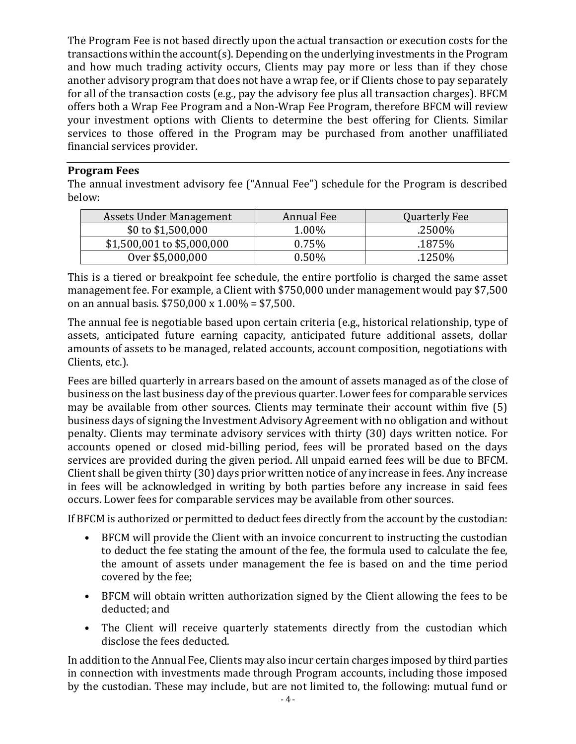The Program Fee is not based directly upon the actual transaction or execution costs for the transactions within the account(s). Depending on the underlying investments in the Program and how much trading activity occurs, Clients may pay more or less than if they chose another advisory program that does not have a wrap fee, or if Clients chose to pay separately for all of the transaction costs (e.g., pay the advisory fee plus all transaction charges). BFCM offers both a Wrap Fee Program and a Non-Wrap Fee Program, therefore BFCM will review your investment options with Clients to determine the best offering for Clients. Similar services to those offered in the Program may be purchased from another unaffiliated financial services provider.

**Program Fees**

The annual investment advisory fee ("Annual Fee") schedule for the Program is described below:

| Assets Under Management | Annual Fee | Quarterly Fee |
| --- | --- | --- |
| $0 to $1,500,000 | 1.00% | .2500% |
| $1,500,001 to $5,000,000 | 0.75% | .1875% |
| Over $5,000,000 | 0.50% | .1250% |

This is a tiered or breakpoint fee schedule, the entire portfolio is charged the same asset management fee. For example, a Client with $750,000 under management would pay $7,500 on an annual basis. $750,000 x 1.00% = $7,500.

The annual fee is negotiable based upon certain criteria (e.g., historical relationship, type of assets, anticipated future earning capacity, anticipated future additional assets, dollar amounts of assets to be managed, related accounts, account composition, negotiations with Clients, etc.).

Fees are billed quarterly in arrears based on the amount of assets managed as of the close of business on the last business day of the previous quarter. Lower fees for comparable services may be available from other sources. Clients may terminate their account within five (5) business days of signing the Investment Advisory Agreement with no obligation and without penalty. Clients may terminate advisory services with thirty (30) days written notice. For accounts opened or closed mid-billing period, fees will be prorated based on the days services are provided during the given period. All unpaid earned fees will be due to BFCM. Client shall be given thirty (30) days prior written notice of any increase in fees. Any increase in fees will be acknowledged in writing by both parties before any increase in said fees occurs. Lower fees for comparable services may be available from other sources.

If BFCM is authorized or permitted to deduct fees directly from the account by the custodian:

- BFCM will provide the Client with an invoice concurrent to instructing the custodian to deduct the fee stating the amount of the fee, the formula used to calculate the fee, the amount of assets under management the fee is based on and the time period covered by the fee;
- BFCM will obtain written authorization signed by the Client allowing the fees to be deducted; and
- The Client will receive quarterly statements directly from the custodian which disclose the fees deducted.

In addition to the Annual Fee, Clients may also incur certain charges imposed by third parties in connection with investments made through Program accounts, including those imposed by the custodian. These may include, but are not limited to, the following: mutual fund or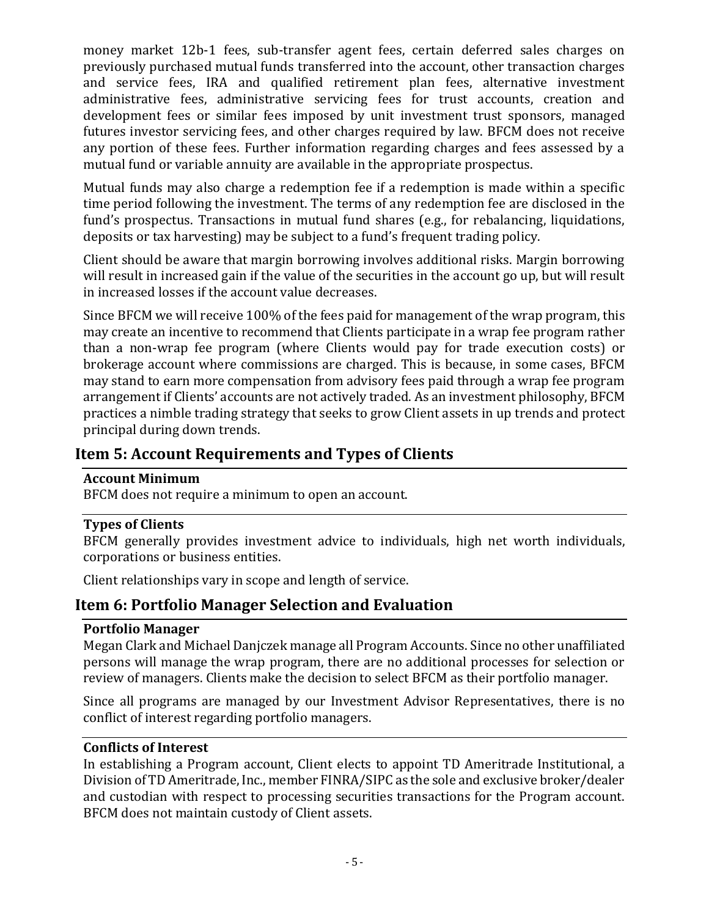money market 12b-1 fees, sub-transfer agent fees, certain deferred sales charges on previously purchased mutual funds transferred into the account, other transaction charges and service fees, IRA and qualified retirement plan fees, alternative investment administrative fees, administrative servicing fees for trust accounts, creation and development fees or similar fees imposed by unit investment trust sponsors, managed futures investor servicing fees, and other charges required by law. BFCM does not receive any portion of these fees. Further information regarding charges and fees assessed by a mutual fund or variable annuity are available in the appropriate prospectus.

Mutual funds may also charge a redemption fee if a redemption is made within a specific time period following the investment. The terms of any redemption fee are disclosed in the fund's prospectus. Transactions in mutual fund shares (e.g., for rebalancing, liquidations, deposits or tax harvesting) may be subject to a fund's frequent trading policy.

Client should be aware that margin borrowing involves additional risks. Margin borrowing will result in increased gain if the value of the securities in the account go up, but will result in increased losses if the account value decreases.

Since BFCM we will receive 100% of the fees paid for management of the wrap program, this may create an incentive to recommend that Clients participate in a wrap fee program rather than a non-wrap fee program (where Clients would pay for trade execution costs) or brokerage account where commissions are charged. This is because, in some cases, BFCM may stand to earn more compensation from advisory fees paid through a wrap fee program arrangement if Clients' accounts are not actively traded. As an investment philosophy, BFCM practices a nimble trading strategy that seeks to grow Client assets in up trends and protect principal during down trends.

## Item 5: Account Requirements and Types of Clients

**Account Minimum**

BFCM does not require a minimum to open an account.

**Types of Clients**

BFCM generally provides investment advice to individuals, high net worth individuals, corporations or business entities.

Client relationships vary in scope and length of service.

## Item 6: Portfolio Manager Selection and Evaluation

**Portfolio Manager**

Megan Clark and Michael Danjczek manage all Program Accounts. Since no other unaffiliated persons will manage the wrap program, there are no additional processes for selection or review of managers. Clients make the decision to select BFCM as their portfolio manager.

Since all programs are managed by our Investment Advisor Representatives, there is no conflict of interest regarding portfolio managers.

**Conflicts of Interest**

In establishing a Program account, Client elects to appoint TD Ameritrade Institutional, a Division of TD Ameritrade, Inc., member FINRA/SIPC as the sole and exclusive broker/dealer and custodian with respect to processing securities transactions for the Program account. BFCM does not maintain custody of Client assets.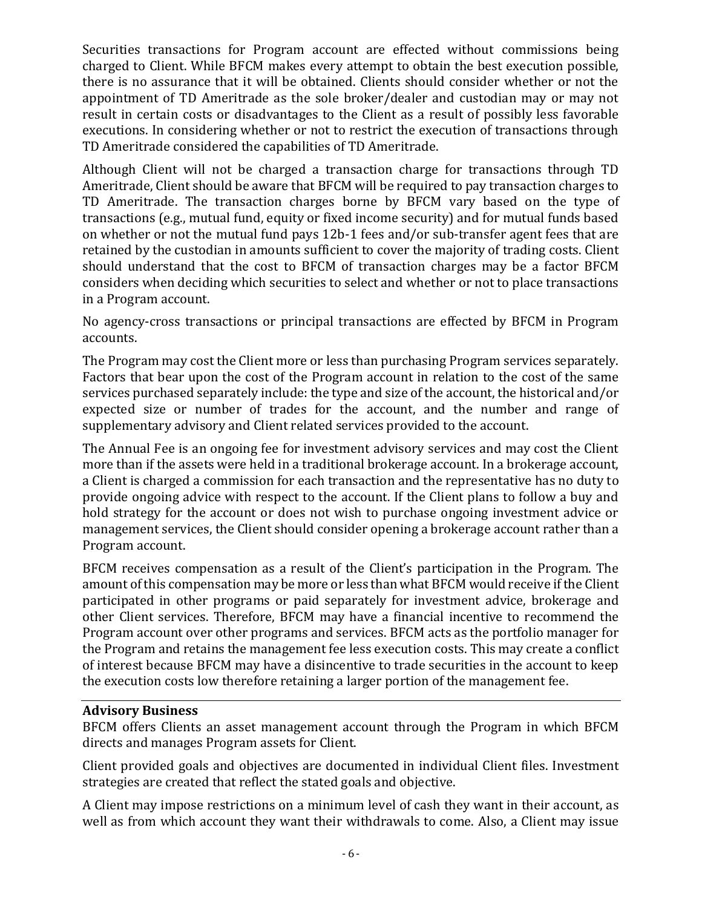Securities transactions for Program account are effected without commissions being charged to Client. While BFCM makes every attempt to obtain the best execution possible, there is no assurance that it will be obtained. Clients should consider whether or not the appointment of TD Ameritrade as the sole broker/dealer and custodian may or may not result in certain costs or disadvantages to the Client as a result of possibly less favorable executions. In considering whether or not to restrict the execution of transactions through TD Ameritrade considered the capabilities of TD Ameritrade.

Although Client will not be charged a transaction charge for transactions through TD Ameritrade, Client should be aware that BFCM will be required to pay transaction charges to TD Ameritrade. The transaction charges borne by BFCM vary based on the type of transactions (e.g., mutual fund, equity or fixed income security) and for mutual funds based on whether or not the mutual fund pays 12b-1 fees and/or sub-transfer agent fees that are retained by the custodian in amounts sufficient to cover the majority of trading costs. Client should understand that the cost to BFCM of transaction charges may be a factor BFCM considers when deciding which securities to select and whether or not to place transactions in a Program account.

No agency-cross transactions or principal transactions are effected by BFCM in Program accounts.

The Program may cost the Client more or less than purchasing Program services separately. Factors that bear upon the cost of the Program account in relation to the cost of the same services purchased separately include: the type and size of the account, the historical and/or expected size or number of trades for the account, and the number and range of supplementary advisory and Client related services provided to the account.

The Annual Fee is an ongoing fee for investment advisory services and may cost the Client more than if the assets were held in a traditional brokerage account. In a brokerage account, a Client is charged a commission for each transaction and the representative has no duty to provide ongoing advice with respect to the account. If the Client plans to follow a buy and hold strategy for the account or does not wish to purchase ongoing investment advice or management services, the Client should consider opening a brokerage account rather than a Program account.

BFCM receives compensation as a result of the Client's participation in the Program. The amount of this compensation may be more or less than what BFCM would receive if the Client participated in other programs or paid separately for investment advice, brokerage and other Client services. Therefore, BFCM may have a financial incentive to recommend the Program account over other programs and services. BFCM acts as the portfolio manager for the Program and retains the management fee less execution costs. This may create a conflict of interest because BFCM may have a disincentive to trade securities in the account to keep the execution costs low therefore retaining a larger portion of the management fee.

**Advisory Business**

BFCM offers Clients an asset management account through the Program in which BFCM directs and manages Program assets for Client.

Client provided goals and objectives are documented in individual Client files. Investment strategies are created that reflect the stated goals and objective.

A Client may impose restrictions on a minimum level of cash they want in their account, as well as from which account they want their withdrawals to come. Also, a Client may issue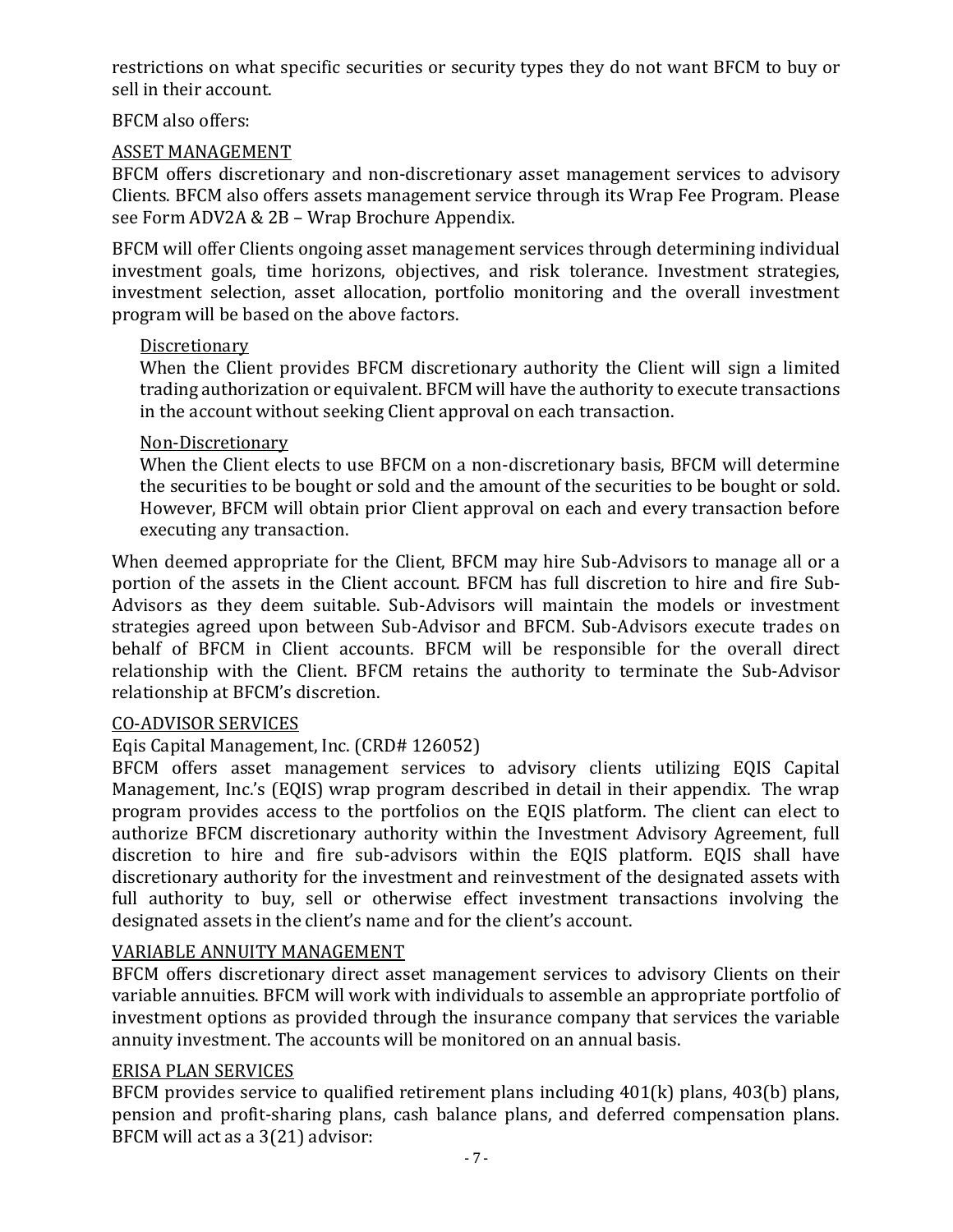restrictions on what specific securities or security types they do not want BFCM to buy or sell in their account.

BFCM also offers:

<u>ASSET MANAGEMENT</u>

BFCM offers discretionary and non-discretionary asset management services to advisory Clients. BFCM also offers assets management service through its Wrap Fee Program. Please see Form ADV2A & 2B – Wrap Brochure Appendix.

BFCM will offer Clients ongoing asset management services through determining individual investment goals, time horizons, objectives, and risk tolerance. Investment strategies, investment selection, asset allocation, portfolio monitoring and the overall investment program will be based on the above factors.

<u>Discretionary</u>

When the Client provides BFCM discretionary authority the Client will sign a limited trading authorization or equivalent. BFCM will have the authority to execute transactions in the account without seeking Client approval on each transaction.

<u>Non-Discretionary</u>

When the Client elects to use BFCM on a non-discretionary basis, BFCM will determine the securities to be bought or sold and the amount of the securities to be bought or sold. However, BFCM will obtain prior Client approval on each and every transaction before executing any transaction.

When deemed appropriate for the Client, BFCM may hire Sub-Advisors to manage all or a portion of the assets in the Client account. BFCM has full discretion to hire and fire Sub-Advisors as they deem suitable. Sub-Advisors will maintain the models or investment strategies agreed upon between Sub-Advisor and BFCM. Sub-Advisors execute trades on behalf of BFCM in Client accounts. BFCM will be responsible for the overall direct relationship with the Client. BFCM retains the authority to terminate the Sub-Advisor relationship at BFCM's discretion.

<u>CO-ADVISOR SERVICES</u>

Eqis Capital Management, Inc. (CRD# 126052)

BFCM offers asset management services to advisory clients utilizing EQIS Capital Management, Inc.'s (EQIS) wrap program described in detail in their appendix. The wrap program provides access to the portfolios on the EQIS platform. The client can elect to authorize BFCM discretionary authority within the Investment Advisory Agreement, full discretion to hire and fire sub-advisors within the EQIS platform. EQIS shall have discretionary authority for the investment and reinvestment of the designated assets with full authority to buy, sell or otherwise effect investment transactions involving the designated assets in the client's name and for the client's account.

<u>VARIABLE ANNUITY MANAGEMENT</u>

BFCM offers discretionary direct asset management services to advisory Clients on their variable annuities. BFCM will work with individuals to assemble an appropriate portfolio of investment options as provided through the insurance company that services the variable annuity investment. The accounts will be monitored on an annual basis.

<u>ERISA PLAN SERVICES</u>

BFCM provides service to qualified retirement plans including 401(k) plans, 403(b) plans, pension and profit-sharing plans, cash balance plans, and deferred compensation plans. BFCM will act as a 3(21) advisor: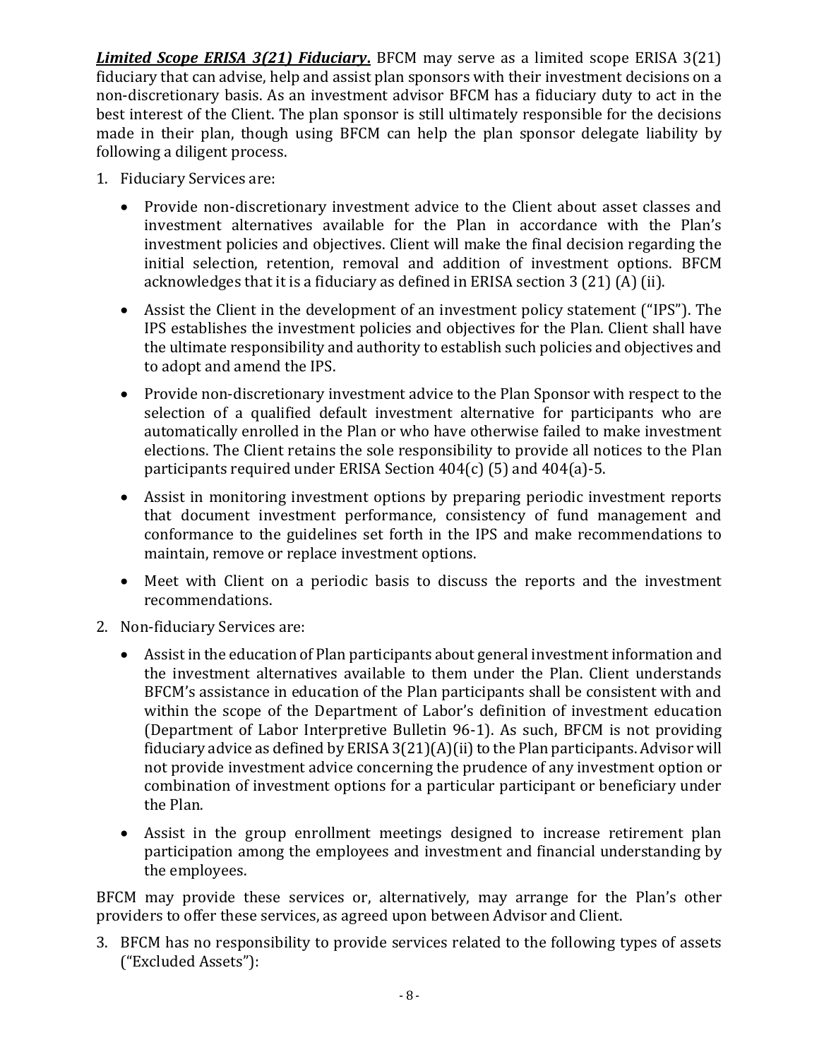***Limited Scope ERISA 3(21) Fiduciary*.** BFCM may serve as a limited scope ERISA 3(21) fiduciary that can advise, help and assist plan sponsors with their investment decisions on a non-discretionary basis. As an investment advisor BFCM has a fiduciary duty to act in the best interest of the Client. The plan sponsor is still ultimately responsible for the decisions made in their plan, though using BFCM can help the plan sponsor delegate liability by following a diligent process.

1. Fiduciary Services are:

   - Provide non-discretionary investment advice to the Client about asset classes and investment alternatives available for the Plan in accordance with the Plan's investment policies and objectives. Client will make the final decision regarding the initial selection, retention, removal and addition of investment options. BFCM acknowledges that it is a fiduciary as defined in ERISA section 3 (21) (A) (ii).
   - Assist the Client in the development of an investment policy statement ("IPS"). The IPS establishes the investment policies and objectives for the Plan. Client shall have the ultimate responsibility and authority to establish such policies and objectives and to adopt and amend the IPS.
   - Provide non-discretionary investment advice to the Plan Sponsor with respect to the selection of a qualified default investment alternative for participants who are automatically enrolled in the Plan or who have otherwise failed to make investment elections. The Client retains the sole responsibility to provide all notices to the Plan participants required under ERISA Section 404(c) (5) and 404(a)-5.
   - Assist in monitoring investment options by preparing periodic investment reports that document investment performance, consistency of fund management and conformance to the guidelines set forth in the IPS and make recommendations to maintain, remove or replace investment options.
   - Meet with Client on a periodic basis to discuss the reports and the investment recommendations.

2. Non-fiduciary Services are:

   - Assist in the education of Plan participants about general investment information and the investment alternatives available to them under the Plan. Client understands BFCM's assistance in education of the Plan participants shall be consistent with and within the scope of the Department of Labor's definition of investment education (Department of Labor Interpretive Bulletin 96-1). As such, BFCM is not providing fiduciary advice as defined by ERISA 3(21)(A)(ii) to the Plan participants. Advisor will not provide investment advice concerning the prudence of any investment option or combination of investment options for a particular participant or beneficiary under the Plan.
   - Assist in the group enrollment meetings designed to increase retirement plan participation among the employees and investment and financial understanding by the employees.

BFCM may provide these services or, alternatively, may arrange for the Plan's other providers to offer these services, as agreed upon between Advisor and Client.

3. BFCM has no responsibility to provide services related to the following types of assets ("Excluded Assets"):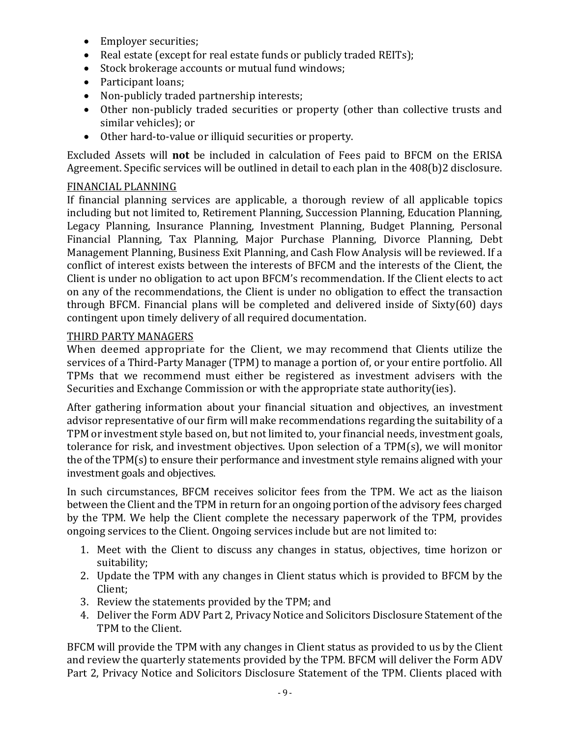- Employer securities;
- Real estate (except for real estate funds or publicly traded REITs);
- Stock brokerage accounts or mutual fund windows;
- Participant loans;
- Non-publicly traded partnership interests;
- Other non-publicly traded securities or property (other than collective trusts and similar vehicles); or
- Other hard-to-value or illiquid securities or property.

Excluded Assets will **not** be included in calculation of Fees paid to BFCM on the ERISA Agreement. Specific services will be outlined in detail to each plan in the 408(b)2 disclosure.

FINANCIAL PLANNING

If financial planning services are applicable, a thorough review of all applicable topics including but not limited to, Retirement Planning, Succession Planning, Education Planning, Legacy Planning, Insurance Planning, Investment Planning, Budget Planning, Personal Financial Planning, Tax Planning, Major Purchase Planning, Divorce Planning, Debt Management Planning, Business Exit Planning, and Cash Flow Analysis will be reviewed. If a conflict of interest exists between the interests of BFCM and the interests of the Client, the Client is under no obligation to act upon BFCM's recommendation. If the Client elects to act on any of the recommendations, the Client is under no obligation to effect the transaction through BFCM. Financial plans will be completed and delivered inside of Sixty(60) days contingent upon timely delivery of all required documentation.

THIRD PARTY MANAGERS

When deemed appropriate for the Client, we may recommend that Clients utilize the services of a Third-Party Manager (TPM) to manage a portion of, or your entire portfolio. All TPMs that we recommend must either be registered as investment advisers with the Securities and Exchange Commission or with the appropriate state authority(ies).

After gathering information about your financial situation and objectives, an investment advisor representative of our firm will make recommendations regarding the suitability of a TPM or investment style based on, but not limited to, your financial needs, investment goals, tolerance for risk, and investment objectives. Upon selection of a TPM(s), we will monitor the of the TPM(s) to ensure their performance and investment style remains aligned with your investment goals and objectives.

In such circumstances, BFCM receives solicitor fees from the TPM. We act as the liaison between the Client and the TPM in return for an ongoing portion of the advisory fees charged by the TPM. We help the Client complete the necessary paperwork of the TPM, provides ongoing services to the Client. Ongoing services include but are not limited to:

1. Meet with the Client to discuss any changes in status, objectives, time horizon or suitability;
2. Update the TPM with any changes in Client status which is provided to BFCM by the Client;
3. Review the statements provided by the TPM; and
4. Deliver the Form ADV Part 2, Privacy Notice and Solicitors Disclosure Statement of the TPM to the Client.

BFCM will provide the TPM with any changes in Client status as provided to us by the Client and review the quarterly statements provided by the TPM. BFCM will deliver the Form ADV Part 2, Privacy Notice and Solicitors Disclosure Statement of the TPM. Clients placed with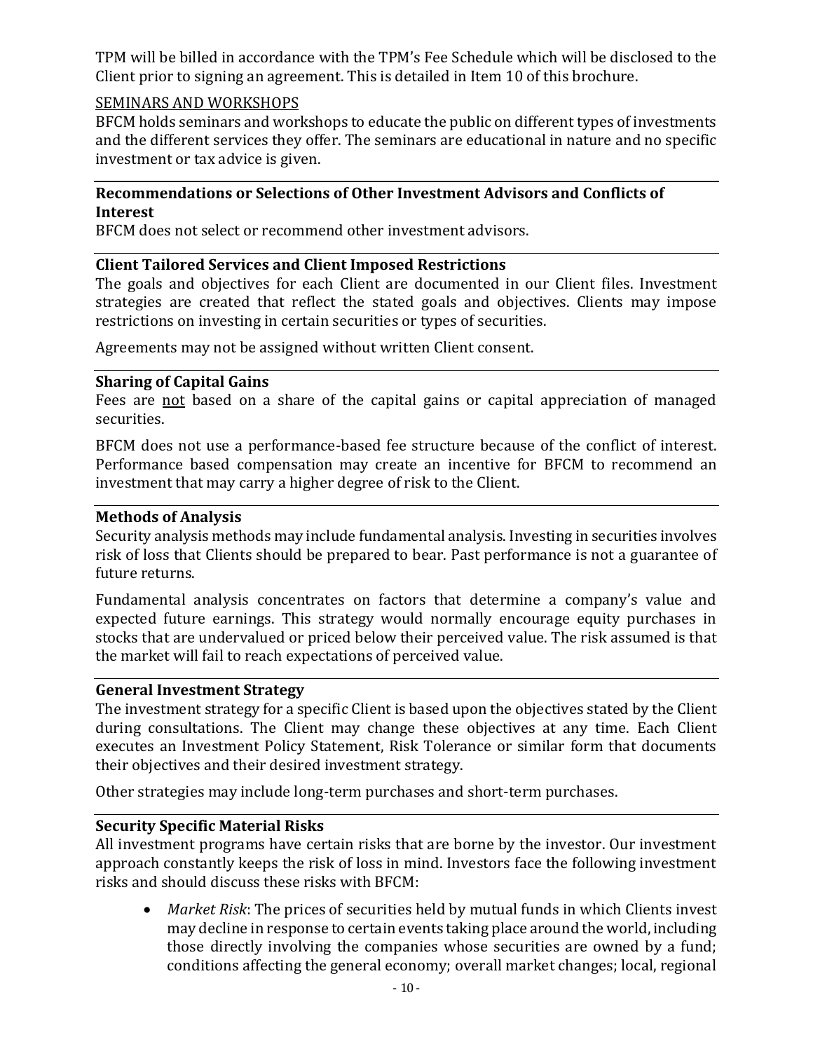TPM will be billed in accordance with the TPM's Fee Schedule which will be disclosed to the Client prior to signing an agreement. This is detailed in Item 10 of this brochure.

SEMINARS AND WORKSHOPS

BFCM holds seminars and workshops to educate the public on different types of investments and the different services they offer. The seminars are educational in nature and no specific investment or tax advice is given.

### Recommendations or Selections of Other Investment Advisors and Conflicts of Interest

BFCM does not select or recommend other investment advisors.

### Client Tailored Services and Client Imposed Restrictions

The goals and objectives for each Client are documented in our Client files. Investment strategies are created that reflect the stated goals and objectives. Clients may impose restrictions on investing in certain securities or types of securities.

Agreements may not be assigned without written Client consent.

### Sharing of Capital Gains

Fees are not based on a share of the capital gains or capital appreciation of managed securities.

BFCM does not use a performance-based fee structure because of the conflict of interest. Performance based compensation may create an incentive for BFCM to recommend an investment that may carry a higher degree of risk to the Client.

### Methods of Analysis

Security analysis methods may include fundamental analysis. Investing in securities involves risk of loss that Clients should be prepared to bear. Past performance is not a guarantee of future returns.

Fundamental analysis concentrates on factors that determine a company's value and expected future earnings. This strategy would normally encourage equity purchases in stocks that are undervalued or priced below their perceived value. The risk assumed is that the market will fail to reach expectations of perceived value.

### General Investment Strategy

The investment strategy for a specific Client is based upon the objectives stated by the Client during consultations. The Client may change these objectives at any time. Each Client executes an Investment Policy Statement, Risk Tolerance or similar form that documents their objectives and their desired investment strategy.

Other strategies may include long-term purchases and short-term purchases.

### Security Specific Material Risks

All investment programs have certain risks that are borne by the investor. Our investment approach constantly keeps the risk of loss in mind. Investors face the following investment risks and should discuss these risks with BFCM:

- *Market Risk*: The prices of securities held by mutual funds in which Clients invest may decline in response to certain events taking place around the world, including those directly involving the companies whose securities are owned by a fund; conditions affecting the general economy; overall market changes; local, regional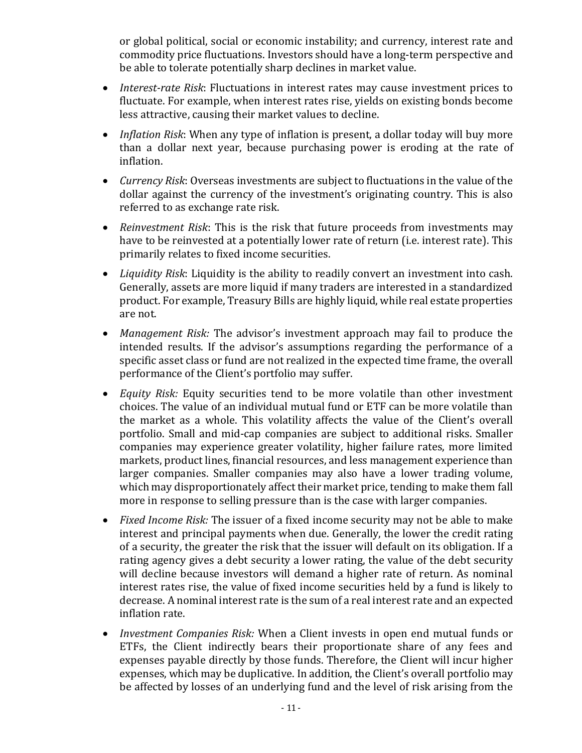or global political, social or economic instability; and currency, interest rate and commodity price fluctuations. Investors should have a long-term perspective and be able to tolerate potentially sharp declines in market value.

- *Interest-rate Risk*: Fluctuations in interest rates may cause investment prices to fluctuate. For example, when interest rates rise, yields on existing bonds become less attractive, causing their market values to decline.
- *Inflation Risk*: When any type of inflation is present, a dollar today will buy more than a dollar next year, because purchasing power is eroding at the rate of inflation.
- *Currency Risk*: Overseas investments are subject to fluctuations in the value of the dollar against the currency of the investment's originating country. This is also referred to as exchange rate risk.
- *Reinvestment Risk*: This is the risk that future proceeds from investments may have to be reinvested at a potentially lower rate of return (i.e. interest rate). This primarily relates to fixed income securities.
- *Liquidity Risk*: Liquidity is the ability to readily convert an investment into cash. Generally, assets are more liquid if many traders are interested in a standardized product. For example, Treasury Bills are highly liquid, while real estate properties are not.
- *Management Risk:* The advisor's investment approach may fail to produce the intended results. If the advisor's assumptions regarding the performance of a specific asset class or fund are not realized in the expected time frame, the overall performance of the Client's portfolio may suffer.
- *Equity Risk:* Equity securities tend to be more volatile than other investment choices. The value of an individual mutual fund or ETF can be more volatile than the market as a whole. This volatility affects the value of the Client's overall portfolio. Small and mid-cap companies are subject to additional risks. Smaller companies may experience greater volatility, higher failure rates, more limited markets, product lines, financial resources, and less management experience than larger companies. Smaller companies may also have a lower trading volume, which may disproportionately affect their market price, tending to make them fall more in response to selling pressure than is the case with larger companies.
- *Fixed Income Risk:* The issuer of a fixed income security may not be able to make interest and principal payments when due. Generally, the lower the credit rating of a security, the greater the risk that the issuer will default on its obligation. If a rating agency gives a debt security a lower rating, the value of the debt security will decline because investors will demand a higher rate of return. As nominal interest rates rise, the value of fixed income securities held by a fund is likely to decrease. A nominal interest rate is the sum of a real interest rate and an expected inflation rate.
- *Investment Companies Risk:* When a Client invests in open end mutual funds or ETFs, the Client indirectly bears their proportionate share of any fees and expenses payable directly by those funds. Therefore, the Client will incur higher expenses, which may be duplicative. In addition, the Client's overall portfolio may be affected by losses of an underlying fund and the level of risk arising from the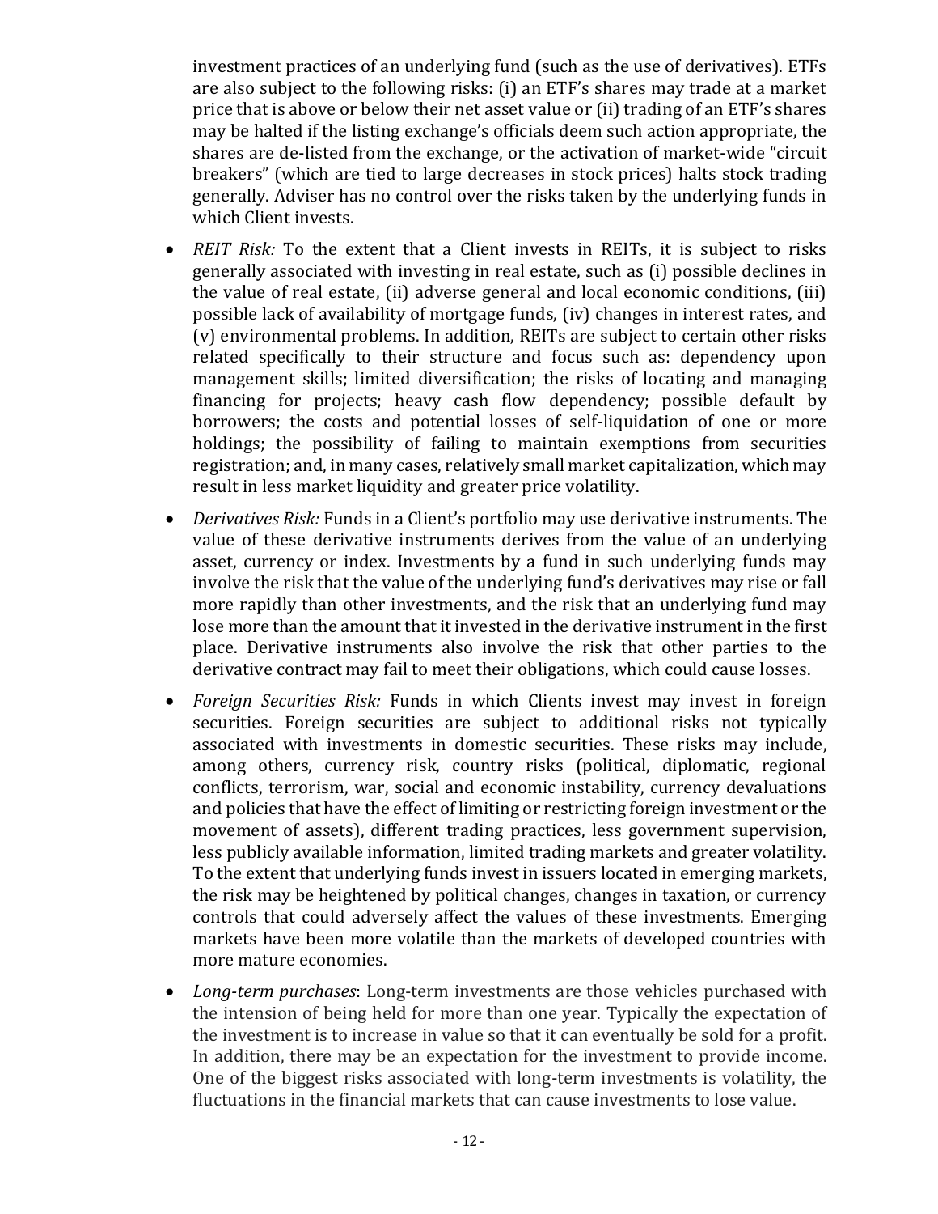investment practices of an underlying fund (such as the use of derivatives). ETFs are also subject to the following risks: (i) an ETF's shares may trade at a market price that is above or below their net asset value or (ii) trading of an ETF's shares may be halted if the listing exchange's officials deem such action appropriate, the shares are de-listed from the exchange, or the activation of market-wide "circuit breakers" (which are tied to large decreases in stock prices) halts stock trading generally. Adviser has no control over the risks taken by the underlying funds in which Client invests.

- *REIT Risk:* To the extent that a Client invests in REITs, it is subject to risks generally associated with investing in real estate, such as (i) possible declines in the value of real estate, (ii) adverse general and local economic conditions, (iii) possible lack of availability of mortgage funds, (iv) changes in interest rates, and (v) environmental problems. In addition, REITs are subject to certain other risks related specifically to their structure and focus such as: dependency upon management skills; limited diversification; the risks of locating and managing financing for projects; heavy cash flow dependency; possible default by borrowers; the costs and potential losses of self-liquidation of one or more holdings; the possibility of failing to maintain exemptions from securities registration; and, in many cases, relatively small market capitalization, which may result in less market liquidity and greater price volatility.
- *Derivatives Risk:* Funds in a Client's portfolio may use derivative instruments. The value of these derivative instruments derives from the value of an underlying asset, currency or index. Investments by a fund in such underlying funds may involve the risk that the value of the underlying fund's derivatives may rise or fall more rapidly than other investments, and the risk that an underlying fund may lose more than the amount that it invested in the derivative instrument in the first place. Derivative instruments also involve the risk that other parties to the derivative contract may fail to meet their obligations, which could cause losses.
- *Foreign Securities Risk:* Funds in which Clients invest may invest in foreign securities. Foreign securities are subject to additional risks not typically associated with investments in domestic securities. These risks may include, among others, currency risk, country risks (political, diplomatic, regional conflicts, terrorism, war, social and economic instability, currency devaluations and policies that have the effect of limiting or restricting foreign investment or the movement of assets), different trading practices, less government supervision, less publicly available information, limited trading markets and greater volatility. To the extent that underlying funds invest in issuers located in emerging markets, the risk may be heightened by political changes, changes in taxation, or currency controls that could adversely affect the values of these investments. Emerging markets have been more volatile than the markets of developed countries with more mature economies.
- *Long-term purchases*: Long-term investments are those vehicles purchased with the intension of being held for more than one year. Typically the expectation of the investment is to increase in value so that it can eventually be sold for a profit. In addition, there may be an expectation for the investment to provide income. One of the biggest risks associated with long-term investments is volatility, the fluctuations in the financial markets that can cause investments to lose value.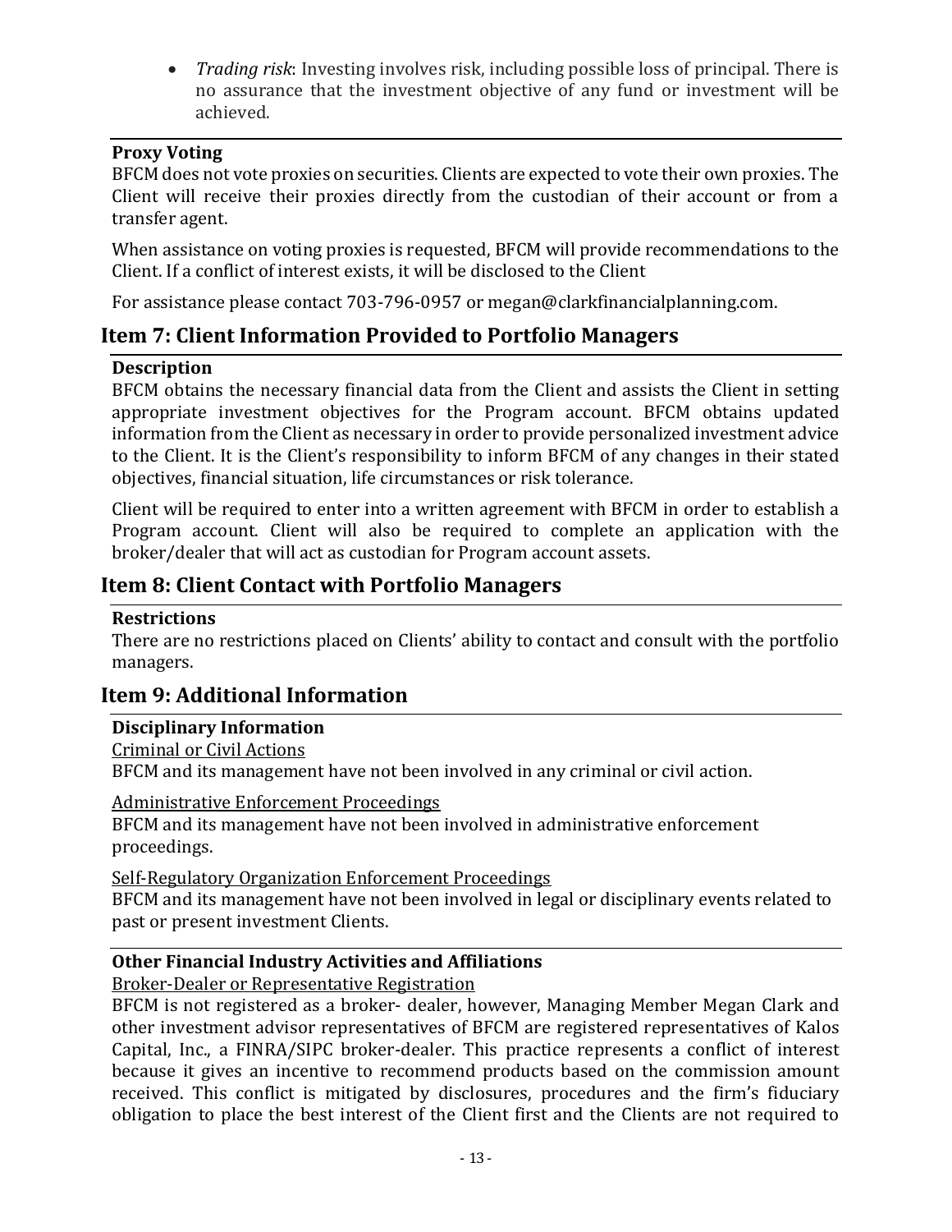- *Trading risk*: Investing involves risk, including possible loss of principal. There is no assurance that the investment objective of any fund or investment will be achieved.

**Proxy Voting**

BFCM does not vote proxies on securities. Clients are expected to vote their own proxies. The Client will receive their proxies directly from the custodian of their account or from a transfer agent.

When assistance on voting proxies is requested, BFCM will provide recommendations to the Client. If a conflict of interest exists, it will be disclosed to the Client

For assistance please contact 703-796-0957 or megan@clarkfinancialplanning.com.

## Item 7: Client Information Provided to Portfolio Managers

**Description**

BFCM obtains the necessary financial data from the Client and assists the Client in setting appropriate investment objectives for the Program account. BFCM obtains updated information from the Client as necessary in order to provide personalized investment advice to the Client. It is the Client's responsibility to inform BFCM of any changes in their stated objectives, financial situation, life circumstances or risk tolerance.

Client will be required to enter into a written agreement with BFCM in order to establish a Program account. Client will also be required to complete an application with the broker/dealer that will act as custodian for Program account assets.

## Item 8: Client Contact with Portfolio Managers

**Restrictions**

There are no restrictions placed on Clients' ability to contact and consult with the portfolio managers.

## Item 9: Additional Information

**Disciplinary Information**

Criminal or Civil Actions

BFCM and its management have not been involved in any criminal or civil action.

Administrative Enforcement Proceedings

BFCM and its management have not been involved in administrative enforcement proceedings.

Self-Regulatory Organization Enforcement Proceedings

BFCM and its management have not been involved in legal or disciplinary events related to past or present investment Clients.

**Other Financial Industry Activities and Affiliations**

Broker-Dealer or Representative Registration

BFCM is not registered as a broker- dealer, however, Managing Member Megan Clark and other investment advisor representatives of BFCM are registered representatives of Kalos Capital, Inc., a FINRA/SIPC broker-dealer. This practice represents a conflict of interest because it gives an incentive to recommend products based on the commission amount received. This conflict is mitigated by disclosures, procedures and the firm's fiduciary obligation to place the best interest of the Client first and the Clients are not required to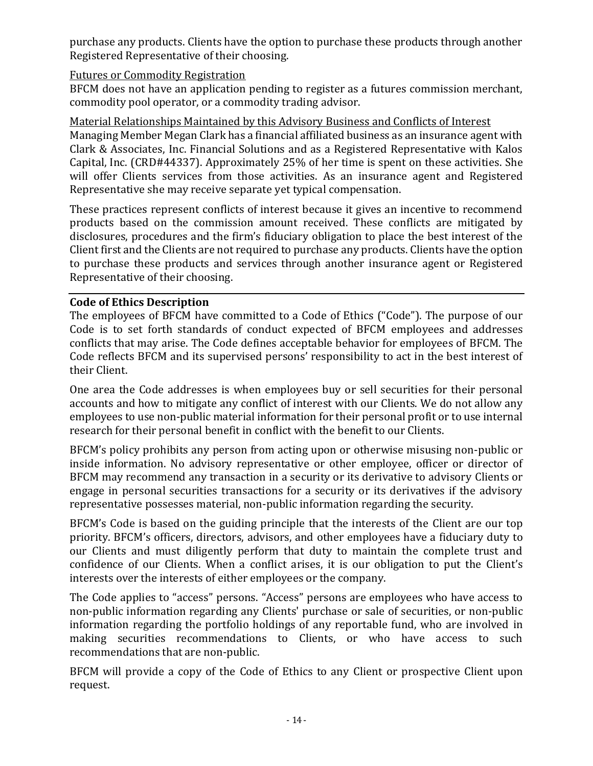purchase any products. Clients have the option to purchase these products through another Registered Representative of their choosing.

Futures or Commodity Registration

BFCM does not have an application pending to register as a futures commission merchant, commodity pool operator, or a commodity trading advisor.

Material Relationships Maintained by this Advisory Business and Conflicts of Interest

Managing Member Megan Clark has a financial affiliated business as an insurance agent with Clark & Associates, Inc. Financial Solutions and as a Registered Representative with Kalos Capital, Inc. (CRD#44337). Approximately 25% of her time is spent on these activities. She will offer Clients services from those activities. As an insurance agent and Registered Representative she may receive separate yet typical compensation.

These practices represent conflicts of interest because it gives an incentive to recommend products based on the commission amount received. These conflicts are mitigated by disclosures, procedures and the firm's fiduciary obligation to place the best interest of the Client first and the Clients are not required to purchase any products. Clients have the option to purchase these products and services through another insurance agent or Registered Representative of their choosing.

## Code of Ethics Description

The employees of BFCM have committed to a Code of Ethics ("Code"). The purpose of our Code is to set forth standards of conduct expected of BFCM employees and addresses conflicts that may arise. The Code defines acceptable behavior for employees of BFCM. The Code reflects BFCM and its supervised persons' responsibility to act in the best interest of their Client.

One area the Code addresses is when employees buy or sell securities for their personal accounts and how to mitigate any conflict of interest with our Clients. We do not allow any employees to use non-public material information for their personal profit or to use internal research for their personal benefit in conflict with the benefit to our Clients.

BFCM's policy prohibits any person from acting upon or otherwise misusing non-public or inside information. No advisory representative or other employee, officer or director of BFCM may recommend any transaction in a security or its derivative to advisory Clients or engage in personal securities transactions for a security or its derivatives if the advisory representative possesses material, non-public information regarding the security.

BFCM's Code is based on the guiding principle that the interests of the Client are our top priority. BFCM's officers, directors, advisors, and other employees have a fiduciary duty to our Clients and must diligently perform that duty to maintain the complete trust and confidence of our Clients. When a conflict arises, it is our obligation to put the Client's interests over the interests of either employees or the company.

The Code applies to "access" persons. "Access" persons are employees who have access to non-public information regarding any Clients' purchase or sale of securities, or non-public information regarding the portfolio holdings of any reportable fund, who are involved in making securities recommendations to Clients, or who have access to such recommendations that are non-public.

BFCM will provide a copy of the Code of Ethics to any Client or prospective Client upon request.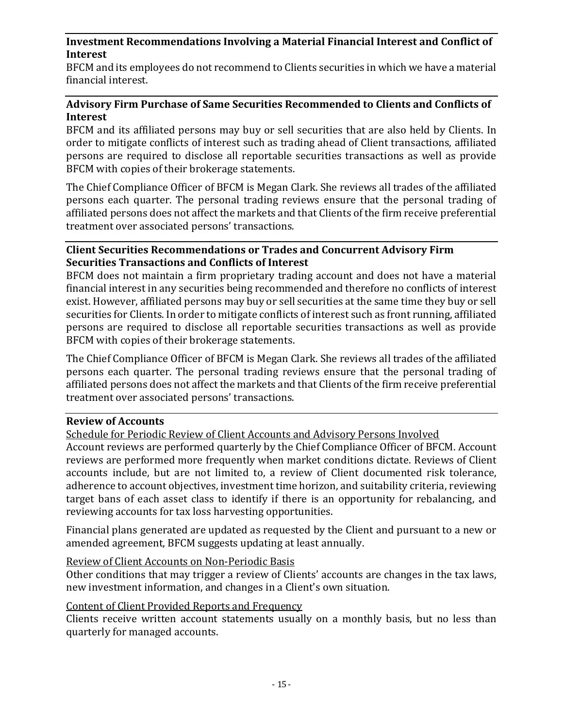### Investment Recommendations Involving a Material Financial Interest and Conflict of Interest

BFCM and its employees do not recommend to Clients securities in which we have a material financial interest.

### Advisory Firm Purchase of Same Securities Recommended to Clients and Conflicts of Interest

BFCM and its affiliated persons may buy or sell securities that are also held by Clients. In order to mitigate conflicts of interest such as trading ahead of Client transactions, affiliated persons are required to disclose all reportable securities transactions as well as provide BFCM with copies of their brokerage statements.

The Chief Compliance Officer of BFCM is Megan Clark. She reviews all trades of the affiliated persons each quarter. The personal trading reviews ensure that the personal trading of affiliated persons does not affect the markets and that Clients of the firm receive preferential treatment over associated persons' transactions.

### Client Securities Recommendations or Trades and Concurrent Advisory Firm Securities Transactions and Conflicts of Interest

BFCM does not maintain a firm proprietary trading account and does not have a material financial interest in any securities being recommended and therefore no conflicts of interest exist. However, affiliated persons may buy or sell securities at the same time they buy or sell securities for Clients. In order to mitigate conflicts of interest such as front running, affiliated persons are required to disclose all reportable securities transactions as well as provide BFCM with copies of their brokerage statements.

The Chief Compliance Officer of BFCM is Megan Clark. She reviews all trades of the affiliated persons each quarter. The personal trading reviews ensure that the personal trading of affiliated persons does not affect the markets and that Clients of the firm receive preferential treatment over associated persons' transactions.

### Review of Accounts

Schedule for Periodic Review of Client Accounts and Advisory Persons Involved

Account reviews are performed quarterly by the Chief Compliance Officer of BFCM. Account reviews are performed more frequently when market conditions dictate. Reviews of Client accounts include, but are not limited to, a review of Client documented risk tolerance, adherence to account objectives, investment time horizon, and suitability criteria, reviewing target bans of each asset class to identify if there is an opportunity for rebalancing, and reviewing accounts for tax loss harvesting opportunities.

Financial plans generated are updated as requested by the Client and pursuant to a new or amended agreement, BFCM suggests updating at least annually.

Review of Client Accounts on Non-Periodic Basis

Other conditions that may trigger a review of Clients' accounts are changes in the tax laws, new investment information, and changes in a Client's own situation.

Content of Client Provided Reports and Frequency

Clients receive written account statements usually on a monthly basis, but no less than quarterly for managed accounts.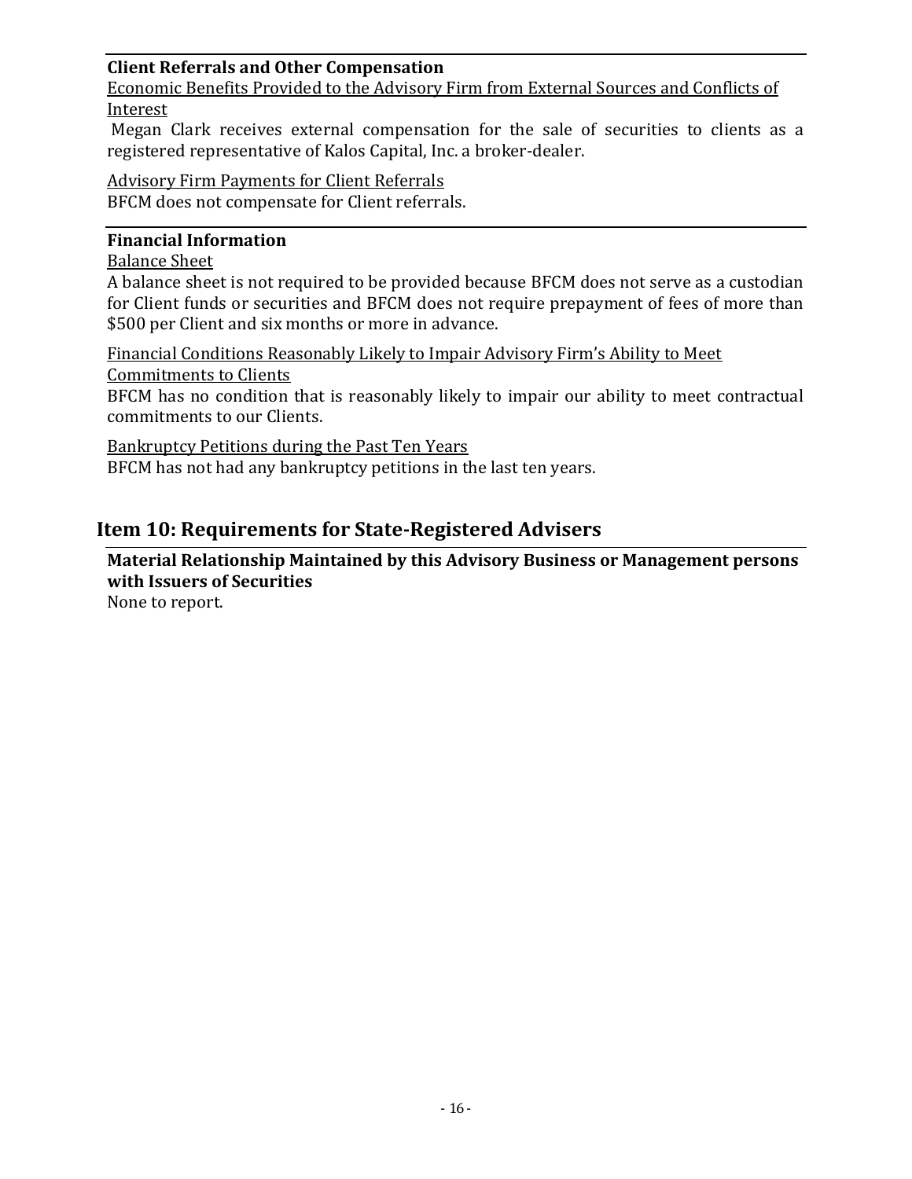### Client Referrals and Other Compensation

Economic Benefits Provided to the Advisory Firm from External Sources and Conflicts of Interest

Megan Clark receives external compensation for the sale of securities to clients as a registered representative of Kalos Capital, Inc. a broker-dealer.

Advisory Firm Payments for Client Referrals

BFCM does not compensate for Client referrals.

### Financial Information

Balance Sheet

A balance sheet is not required to be provided because BFCM does not serve as a custodian for Client funds or securities and BFCM does not require prepayment of fees of more than $500 per Client and six months or more in advance.

Financial Conditions Reasonably Likely to Impair Advisory Firm's Ability to Meet Commitments to Clients

BFCM has no condition that is reasonably likely to impair our ability to meet contractual commitments to our Clients.

Bankruptcy Petitions during the Past Ten Years

BFCM has not had any bankruptcy petitions in the last ten years.

## Item 10: Requirements for State-Registered Advisers

### Material Relationship Maintained by this Advisory Business or Management persons with Issuers of Securities

None to report.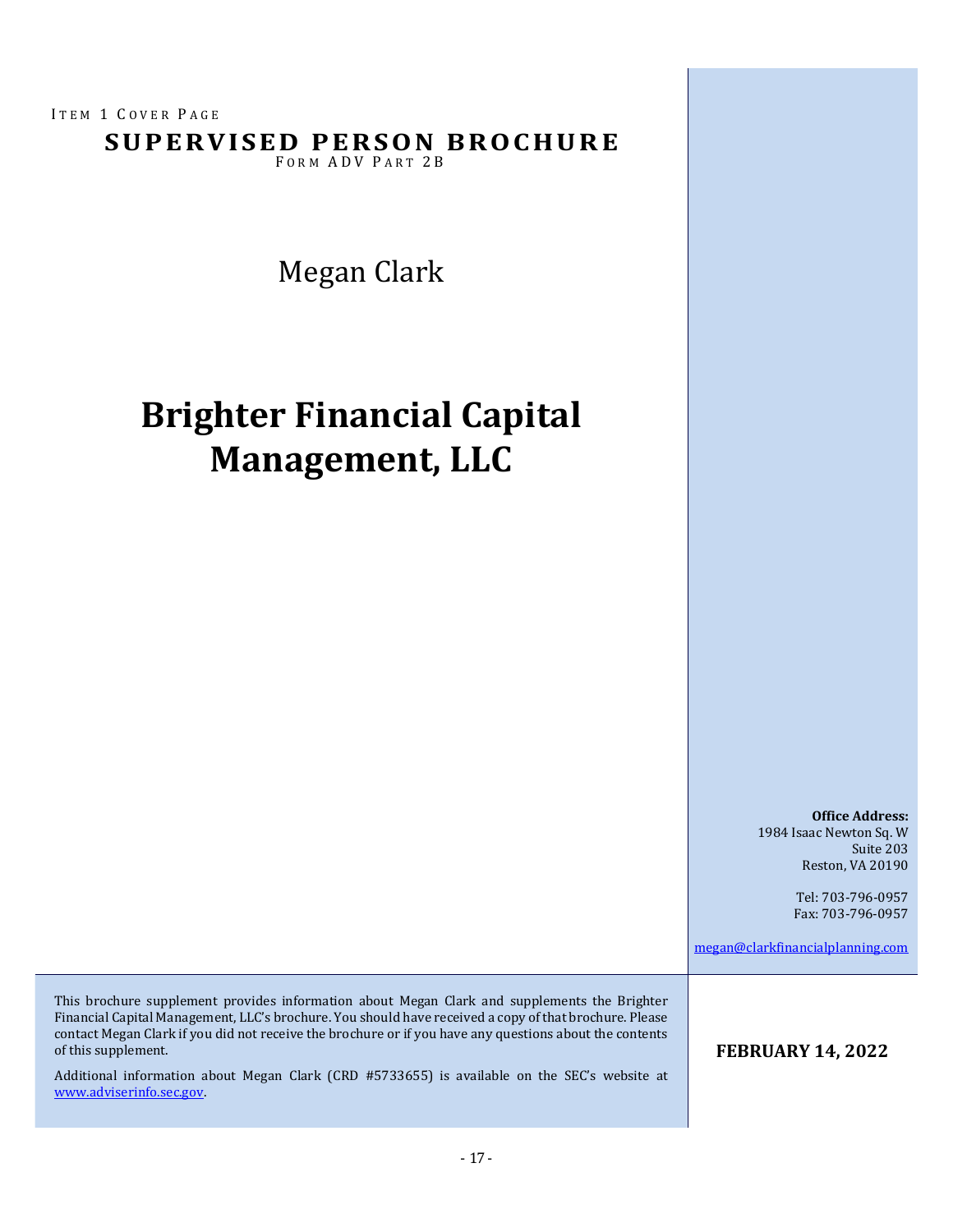ITEM 1 COVER PAGE

# SUPERVISED PERSON BROCHURE

FORM ADV PART 2B

Megan Clark

# Brighter Financial Capital Management, LLC

**Office Address:**
1984 Isaac Newton Sq. W
Suite 203
Reston, VA 20190

Tel: 703-796-0957
Fax: 703-796-0957

megan@clarkfinancialplanning.com

This brochure supplement provides information about Megan Clark and supplements the Brighter Financial Capital Management, LLC's brochure. You should have received a copy of that brochure. Please contact Megan Clark if you did not receive the brochure or if you have any questions about the contents of this supplement.

Additional information about Megan Clark (CRD #5733655) is available on the SEC's website at www.adviserinfo.sec.gov.

**FEBRUARY 14, 2022**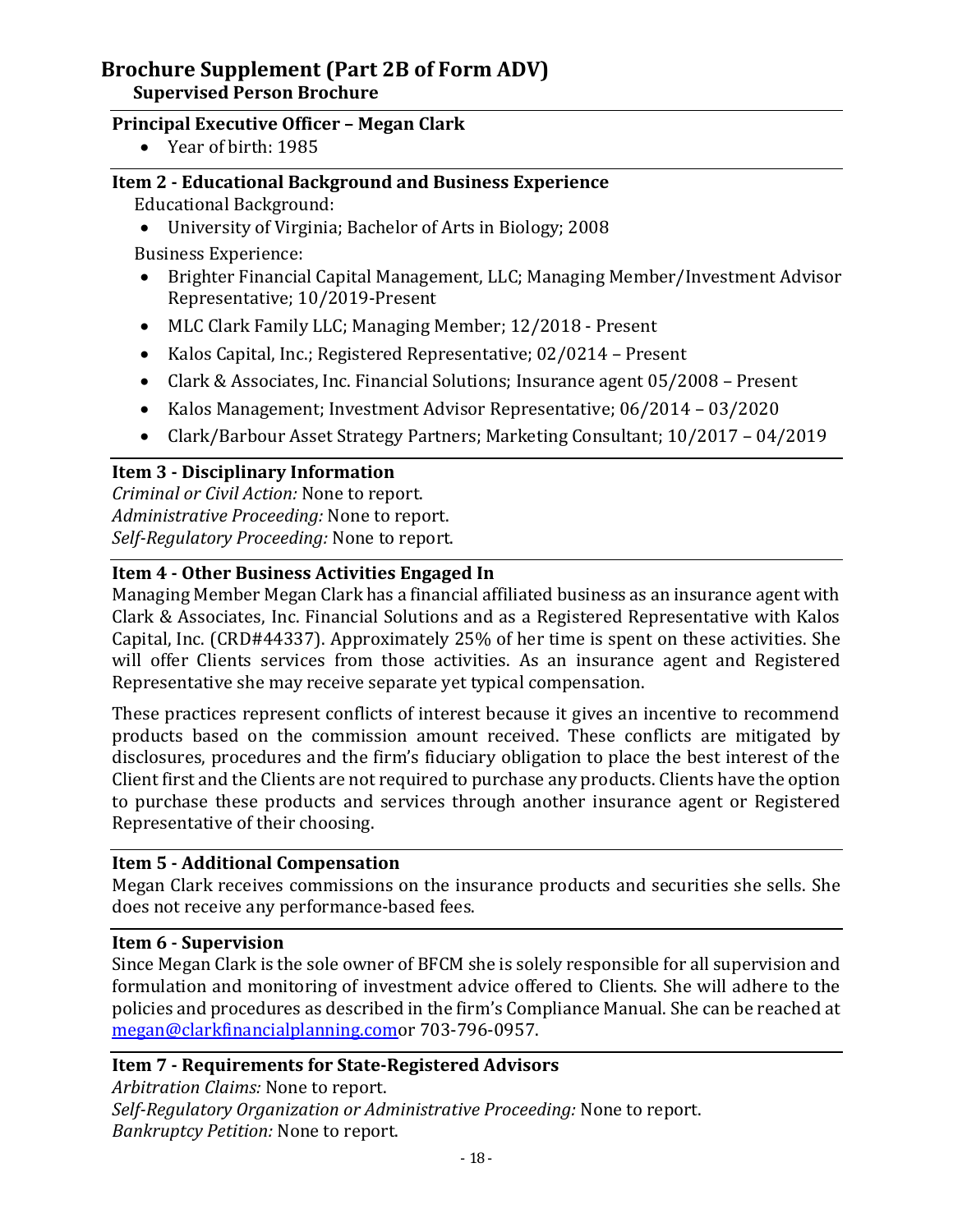# Brochure Supplement (Part 2B of Form ADV)

## Supervised Person Brochure

### Principal Executive Officer – Megan Clark

- Year of birth: 1985

### Item 2 - Educational Background and Business Experience

Educational Background:

- University of Virginia; Bachelor of Arts in Biology; 2008

Business Experience:

- Brighter Financial Capital Management, LLC; Managing Member/Investment Advisor Representative; 10/2019-Present
- MLC Clark Family LLC; Managing Member; 12/2018 - Present
- Kalos Capital, Inc.; Registered Representative; 02/0214 – Present
- Clark & Associates, Inc. Financial Solutions; Insurance agent 05/2008 – Present
- Kalos Management; Investment Advisor Representative; 06/2014 – 03/2020
- Clark/Barbour Asset Strategy Partners; Marketing Consultant; 10/2017 – 04/2019

### Item 3 - Disciplinary Information

*Criminal or Civil Action:* None to report.
*Administrative Proceeding:* None to report.
*Self-Regulatory Proceeding:* None to report.

### Item 4 - Other Business Activities Engaged In

Managing Member Megan Clark has a financial affiliated business as an insurance agent with Clark & Associates, Inc. Financial Solutions and as a Registered Representative with Kalos Capital, Inc. (CRD#44337). Approximately 25% of her time is spent on these activities. She will offer Clients services from those activities. As an insurance agent and Registered Representative she may receive separate yet typical compensation.

These practices represent conflicts of interest because it gives an incentive to recommend products based on the commission amount received. These conflicts are mitigated by disclosures, procedures and the firm's fiduciary obligation to place the best interest of the Client first and the Clients are not required to purchase any products. Clients have the option to purchase these products and services through another insurance agent or Registered Representative of their choosing.

### Item 5 - Additional Compensation

Megan Clark receives commissions on the insurance products and securities she sells. She does not receive any performance-based fees.

### Item 6 - Supervision

Since Megan Clark is the sole owner of BFCM she is solely responsible for all supervision and formulation and monitoring of investment advice offered to Clients. She will adhere to the policies and procedures as described in the firm's Compliance Manual. She can be reached at megan@clarkfinancialplanning.comor 703-796-0957.

### Item 7 - Requirements for State-Registered Advisors

*Arbitration Claims:* None to report.
*Self-Regulatory Organization or Administrative Proceeding:* None to report.
*Bankruptcy Petition:* None to report.